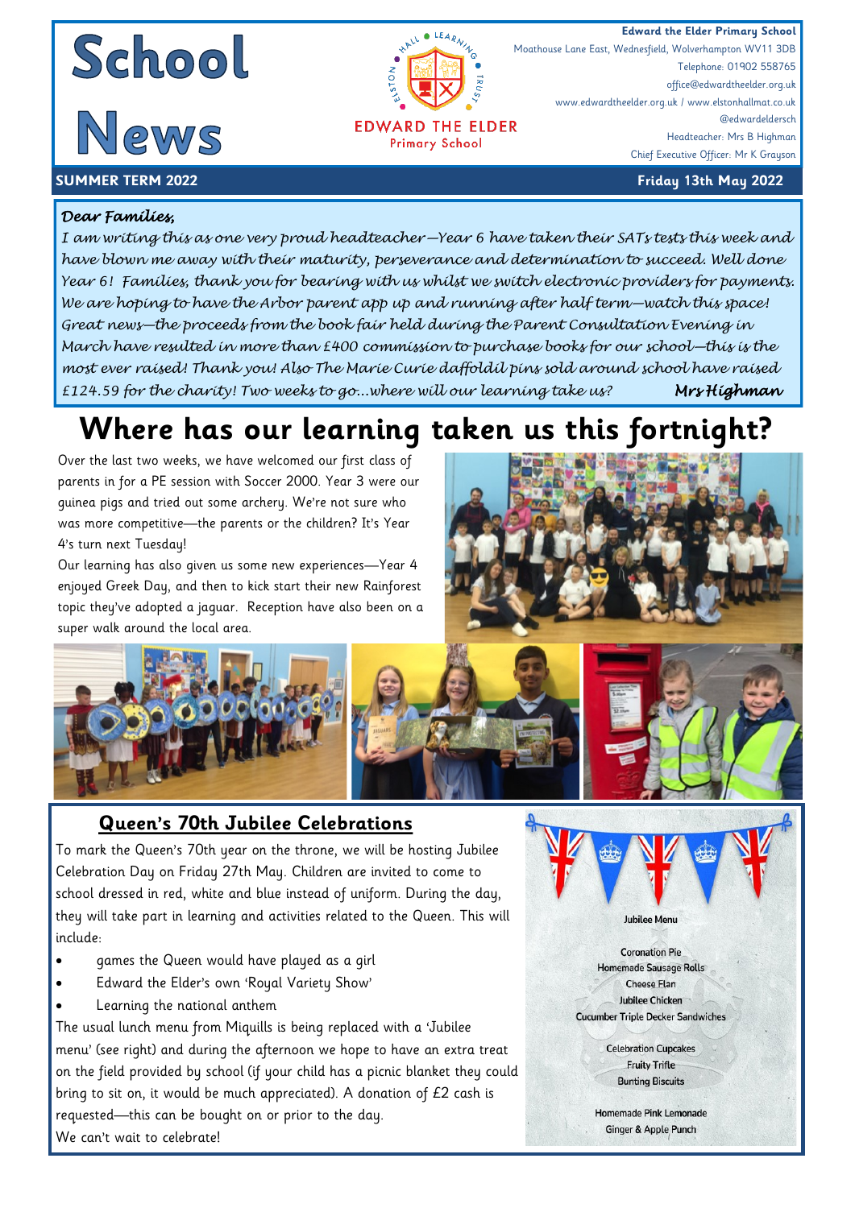# School News

**Edward the Elder Primary School**
Moathouse Lane East, Wednesfield, Wolverhampton WV11 3DB
Telephone: 01902 558765
office@edwardtheelder.org.uk
www.edwardtheelder.org.uk / www.elstonhallmat.co.uk
@edwardeldersch
Headteacher: Mrs B Highman
Chief Executive Officer: Mr K Grayson

EDWARD THE ELDER Primary School

**SUMMER TERM 2022** | **Friday 13th May 2022**

*Dear Families,*

*I am writing this as one very proud headteacher—Year 6 have taken their SATs tests this week and have blown me away with their maturity, perseverance and determination to succeed. Well done Year 6! Families, thank you for bearing with us whilst we switch electronic providers for payments. We are hoping to have the Arbor parent app up and running after half term—watch this space! Great news—the proceeds from the book fair held during the Parent Consultation Evening in March have resulted in more than £400 commission to purchase books for our school—this is the most ever raised! Thank you! Also The Marie Curie daffoldil pins sold around school have raised £124.59 for the charity! Two weeks to go...where will our learning take us?*

*Mrs Highman*

## Where has our learning taken us this fortnight?

Over the last two weeks, we have welcomed our first class of parents in for a PE session with Soccer 2000. Year 3 were our guinea pigs and tried out some archery. We're not sure who was more competitive—the parents or the children? It's Year 4's turn next Tuesday!

Our learning has also given us some new experiences—Year 4 enjoyed Greek Day, and then to kick start their new Rainforest topic they've adopted a jaguar. Reception have also been on a super walk around the local area.

## Queen's 70th Jubilee Celebrations

To mark the Queen's 70th year on the throne, we will be hosting Jubilee Celebration Day on Friday 27th May. Children are invited to come to school dressed in red, white and blue instead of uniform. During the day, they will take part in learning and activities related to the Queen. This will include:

- games the Queen would have played as a girl
- Edward the Elder's own 'Royal Variety Show'
- Learning the national anthem

The usual lunch menu from Miquills is being replaced with a 'Jubilee menu' (see right) and during the afternoon we hope to have an extra treat on the field provided by school (if your child has a picnic blanket they could bring to sit on, it would be much appreciated). A donation of £2 cash is requested—this can be bought on or prior to the day.

We can't wait to celebrate!

**Jubilee Menu**

Coronation Pie
Homemade Sausage Rolls
Cheese Flan
Jubilee Chicken
Cucumber Triple Decker Sandwiches

Celebration Cupcakes
Fruity Trifle
Bunting Biscuits

Homemade Pink Lemonade
Ginger & Apple Punch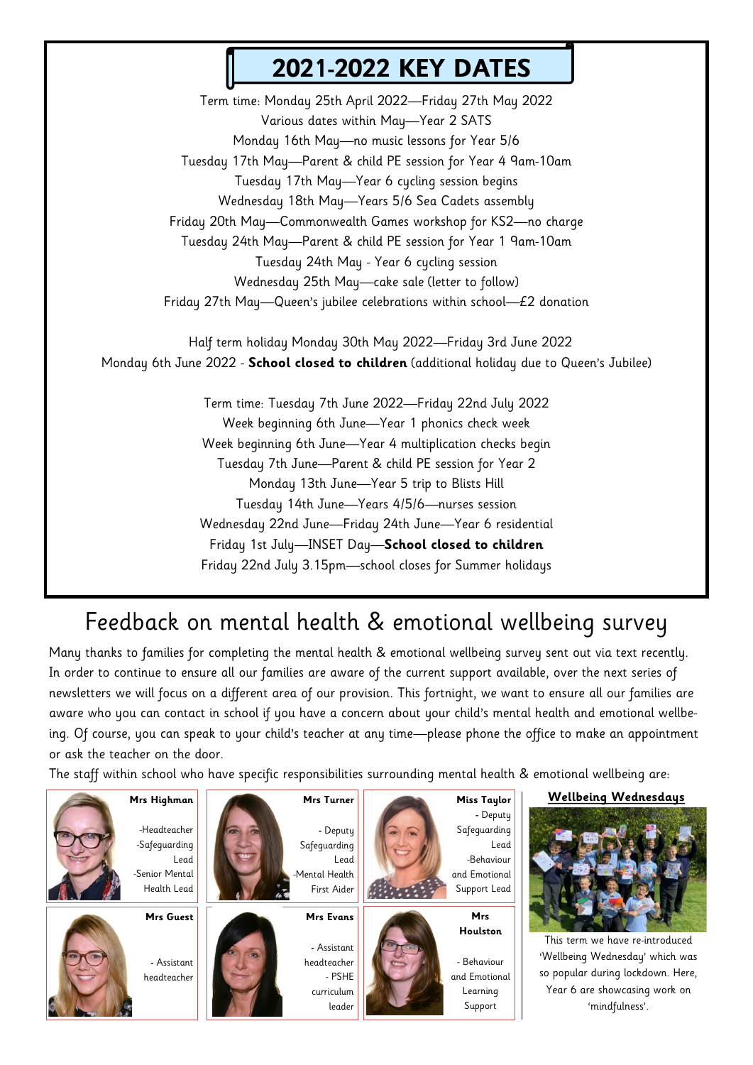# 2021-2022 KEY DATES

Term time: Monday 25th April 2022—Friday 27th May 2022
Various dates within May—Year 2 SATS
Monday 16th May—no music lessons for Year 5/6
Tuesday 17th May—Parent & child PE session for Year 4 9am-10am
Tuesday 17th May—Year 6 cycling session begins
Wednesday 18th May—Years 5/6 Sea Cadets assembly
Friday 20th May—Commonwealth Games workshop for KS2—no charge
Tuesday 24th May—Parent & child PE session for Year 1 9am-10am
Tuesday 24th May - Year 6 cycling session
Wednesday 25th May—cake sale (letter to follow)
Friday 27th May—Queen's jubilee celebrations within school—£2 donation

Half term holiday Monday 30th May 2022—Friday 3rd June 2022
Monday 6th June 2022 - **School closed to children** (additional holiday due to Queen's Jubilee)

Term time: Tuesday 7th June 2022—Friday 22nd July 2022
Week beginning 6th June—Year 1 phonics check week
Week beginning 6th June—Year 4 multiplication checks begin
Tuesday 7th June—Parent & child PE session for Year 2
Monday 13th June—Year 5 trip to Blists Hill
Tuesday 14th June—Years 4/5/6—nurses session
Wednesday 22nd June—Friday 24th June—Year 6 residential
Friday 1st July—INSET Day—**School closed to children**
Friday 22nd July 3.15pm—school closes for Summer holidays

## Feedback on mental health & emotional wellbeing survey

Many thanks to families for completing the mental health & emotional wellbeing survey sent out via text recently. In order to continue to ensure all our families are aware of the current support available, over the next series of newsletters we will focus on a different area of our provision. This fortnight, we want to ensure all our families are aware who you can contact in school if you have a concern about your child's mental health and emotional wellbeing. Of course, you can speak to your child's teacher at any time—please phone the office to make an appointment or ask the teacher on the door.

The staff within school who have specific responsibilities surrounding mental health & emotional wellbeing are:

**Mrs Highman**
- Headteacher
- Safeguarding Lead
- Senior Mental Health Lead

**Mrs Turner**
- Deputy Safeguarding Lead
- Mental Health First Aider

**Miss Taylor**
- Deputy Safeguarding Lead
- Behaviour and Emotional Support Lead

**Mrs Guest**
- Assistant headteacher

**Mrs Evans**
- Assistant headteacher
- PSHE curriculum leader

**Mrs Houlston**
- Behaviour and Emotional Learning Support

**Wellbeing Wednesdays**

This term we have re-introduced 'Wellbeing Wednesday' which was so popular during lockdown. Here, Year 6 are showcasing work on 'mindfulness'.